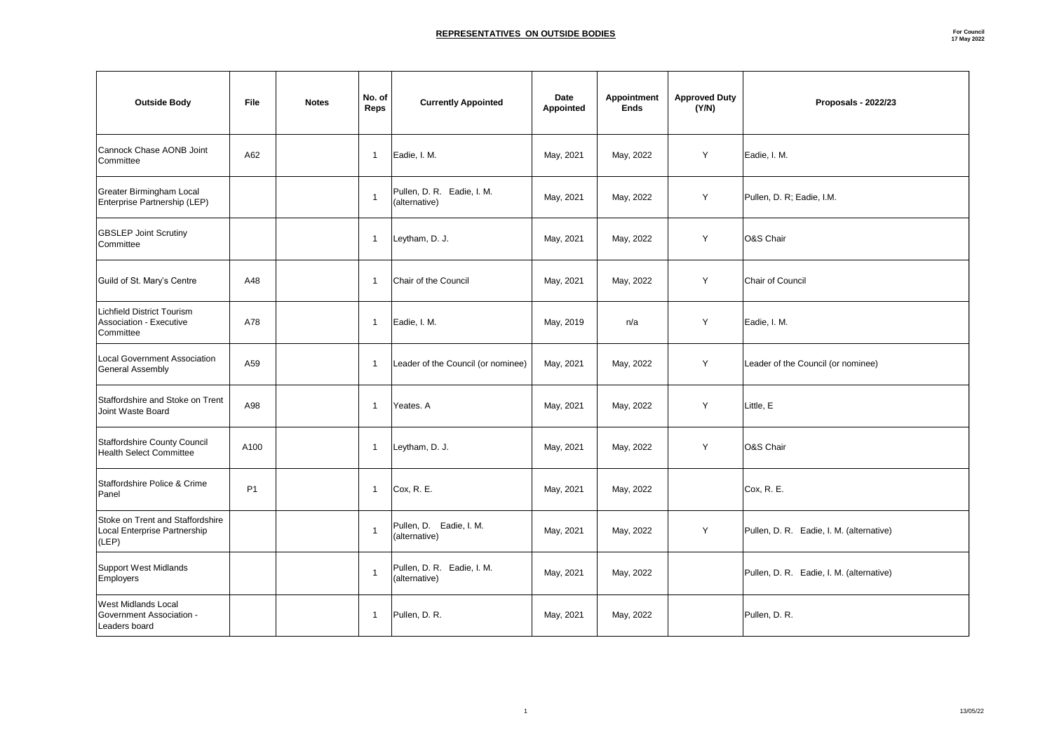# REPRESENTATIVES ON OUTSIDE BODIES

**For Council 17 May 2022**

| Outside Body | File | Notes | No. of Reps | Currently Appointed | Date Appointed | Appointment Ends | Approved Duty (Y/N) | Proposals - 2022/23 |
|---|---|---|---|---|---|---|---|---|
| Cannock Chase AONB Joint Committee | A62 | | 1 | Eadie, I. M. | May, 2021 | May, 2022 | Y | Eadie, I. M. |
| Greater Birmingham Local Enterprise Partnership (LEP) | | | 1 | Pullen, D. R. Eadie, I. M. (alternative) | May, 2021 | May, 2022 | Y | Pullen, D. R; Eadie, I.M. |
| GBSLEP Joint Scrutiny Committee | | | 1 | Leytham, D. J. | May, 2021 | May, 2022 | Y | O&S Chair |
| Guild of St. Mary's Centre | A48 | | 1 | Chair of the Council | May, 2021 | May, 2022 | Y | Chair of Council |
| Lichfield District Tourism Association - Executive Committee | A78 | | 1 | Eadie, I. M. | May, 2019 | n/a | Y | Eadie, I. M. |
| Local Government Association General Assembly | A59 | | 1 | Leader of the Council (or nominee) | May, 2021 | May, 2022 | Y | Leader of the Council (or nominee) |
| Staffordshire and Stoke on Trent Joint Waste Board | A98 | | 1 | Yeates. A | May, 2021 | May, 2022 | Y | Little, E |
| Staffordshire County Council Health Select Committee | A100 | | 1 | Leytham, D. J. | May, 2021 | May, 2022 | Y | O&S Chair |
| Staffordshire Police & Crime Panel | P1 | | 1 | Cox, R. E. | May, 2021 | May, 2022 | | Cox, R. E. |
| Stoke on Trent and Staffordshire Local Enterprise Partnership (LEP) | | | 1 | Pullen, D. Eadie, I. M. (alternative) | May, 2021 | May, 2022 | Y | Pullen, D. R. Eadie, I. M. (alternative) |
| Support West Midlands Employers | | | 1 | Pullen, D. R. Eadie, I. M. (alternative) | May, 2021 | May, 2022 | | Pullen, D. R. Eadie, I. M. (alternative) |
| West Midlands Local Government Association - Leaders board | | | 1 | Pullen, D. R. | May, 2021 | May, 2022 | | Pullen, D. R. |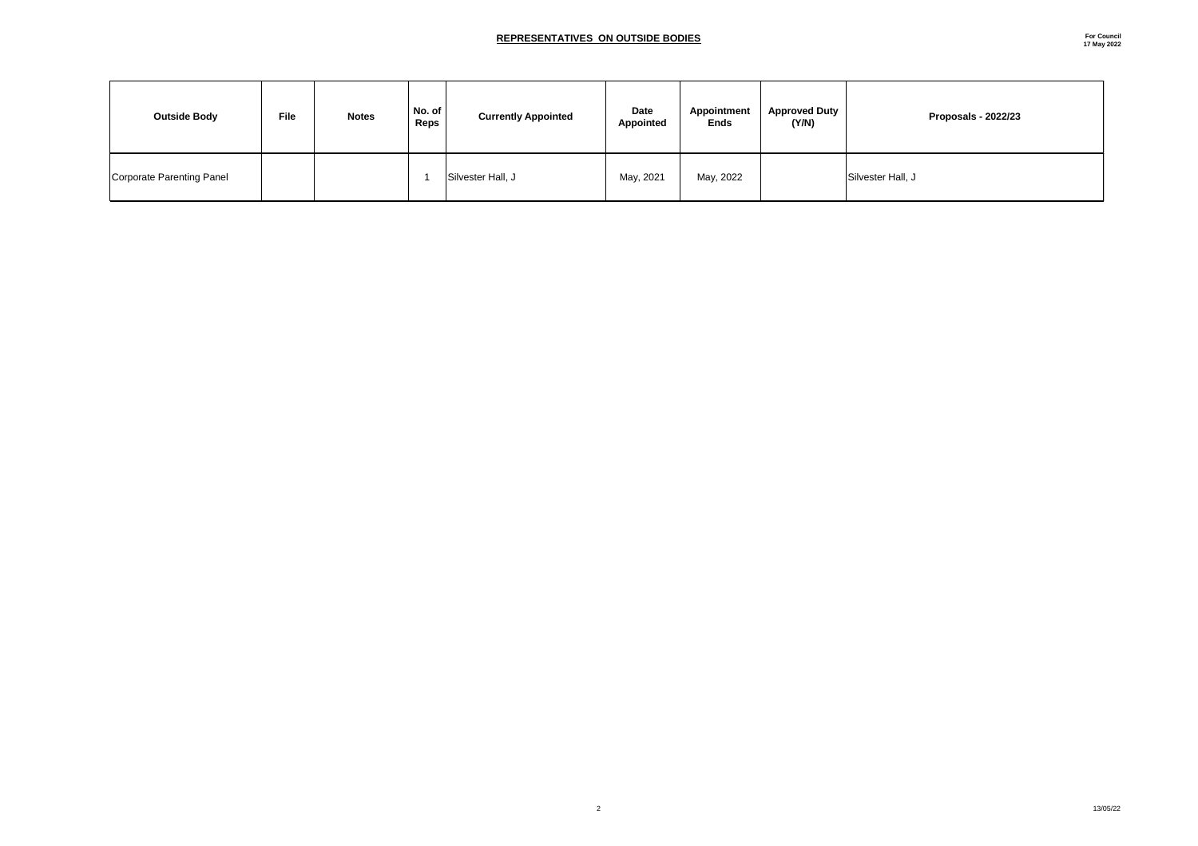## REPRESENTATIVES ON OUTSIDE BODIES

**For Council**
**17 May 2022**

| Outside Body | File | Notes | No. of Reps | Currently Appointed | Date Appointed | Appointment Ends | Approved Duty (Y/N) | Proposals - 2022/23 |
|---|---|---|---|---|---|---|---|---|
| Corporate Parenting Panel | | | 1 | Silvester Hall, J | May, 2021 | May, 2022 | | Silvester Hall, J |

13/05/22